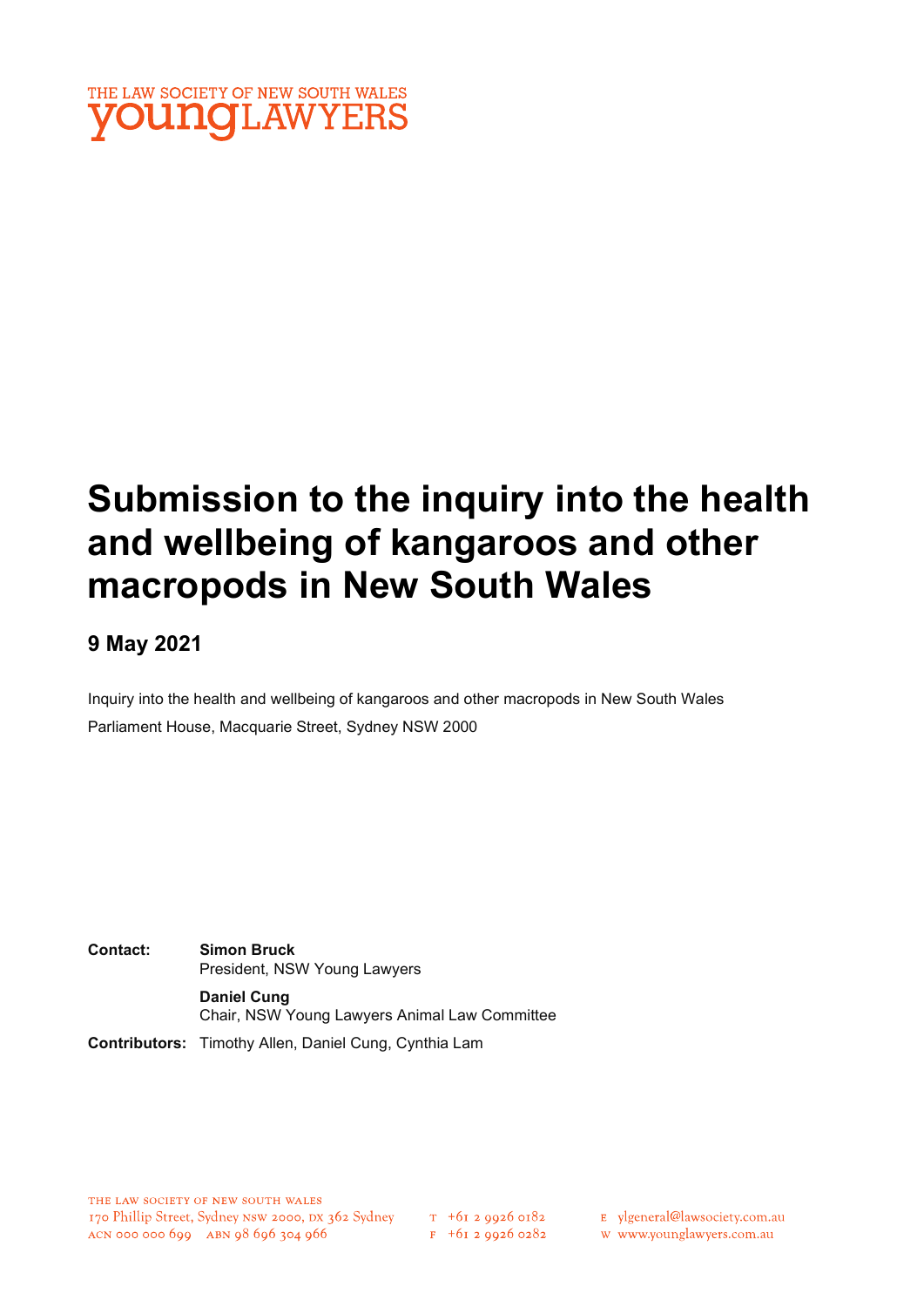THE LAW SOCIETY OF NEW SOUTH WALES
**young**LAWYERS

# Submission to the inquiry into the health and wellbeing of kangaroos and other macropods in New South Wales

## 9 May 2021

Inquiry into the health and wellbeing of kangaroos and other macropods in New South Wales
Parliament House, Macquarie Street, Sydney NSW 2000

**Contact:** **Simon Bruck**
President, NSW Young Lawyers

**Daniel Cung**
Chair, NSW Young Lawyers Animal Law Committee

**Contributors:** Timothy Allen, Daniel Cung, Cynthia Lam

THE LAW SOCIETY OF NEW SOUTH WALES
170 Phillip Street, Sydney NSW 2000, DX 362 Sydney
ACN 000 000 699 ABN 98 696 304 966

T +61 2 9926 0182
F +61 2 9926 0282

E ylgeneral@lawsociety.com.au
W www.younglawyers.com.au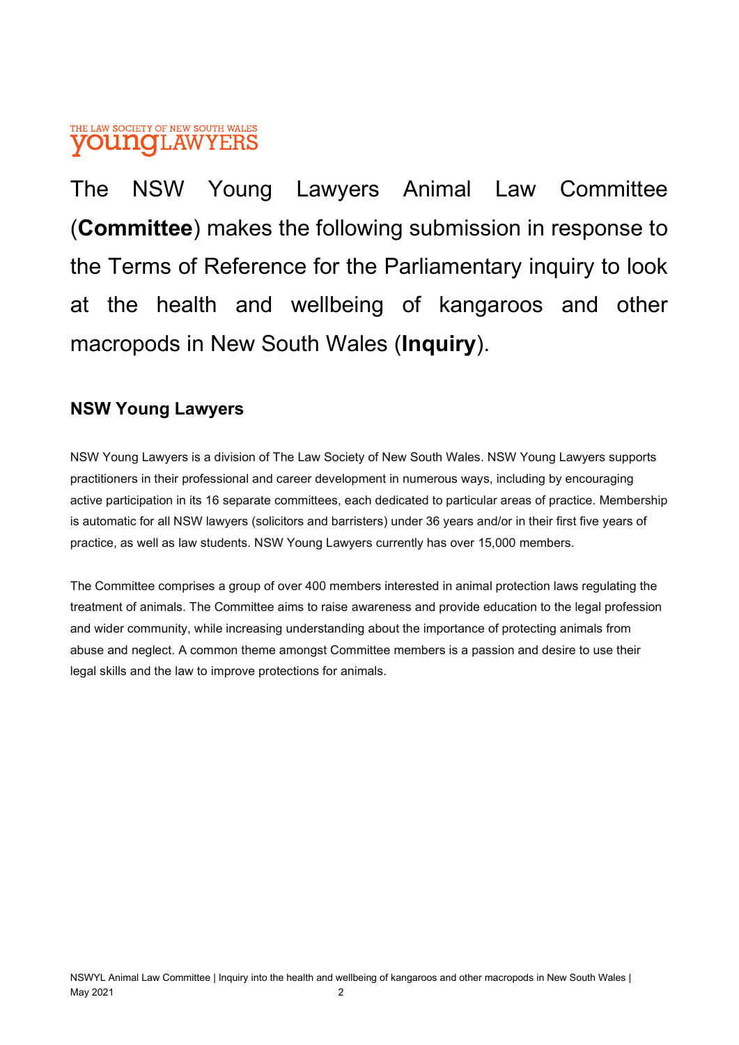THE LAW SOCIETY OF NEW SOUTH WALES **young**LAWYERS

The NSW Young Lawyers Animal Law Committee (**Committee**) makes the following submission in response to the Terms of Reference for the Parliamentary inquiry to look at the health and wellbeing of kangaroos and other macropods in New South Wales (**Inquiry**).

## NSW Young Lawyers

NSW Young Lawyers is a division of The Law Society of New South Wales. NSW Young Lawyers supports practitioners in their professional and career development in numerous ways, including by encouraging active participation in its 16 separate committees, each dedicated to particular areas of practice. Membership is automatic for all NSW lawyers (solicitors and barristers) under 36 years and/or in their first five years of practice, as well as law students. NSW Young Lawyers currently has over 15,000 members.

The Committee comprises a group of over 400 members interested in animal protection laws regulating the treatment of animals. The Committee aims to raise awareness and provide education to the legal profession and wider community, while increasing understanding about the importance of protecting animals from abuse and neglect. A common theme amongst Committee members is a passion and desire to use their legal skills and the law to improve protections for animals.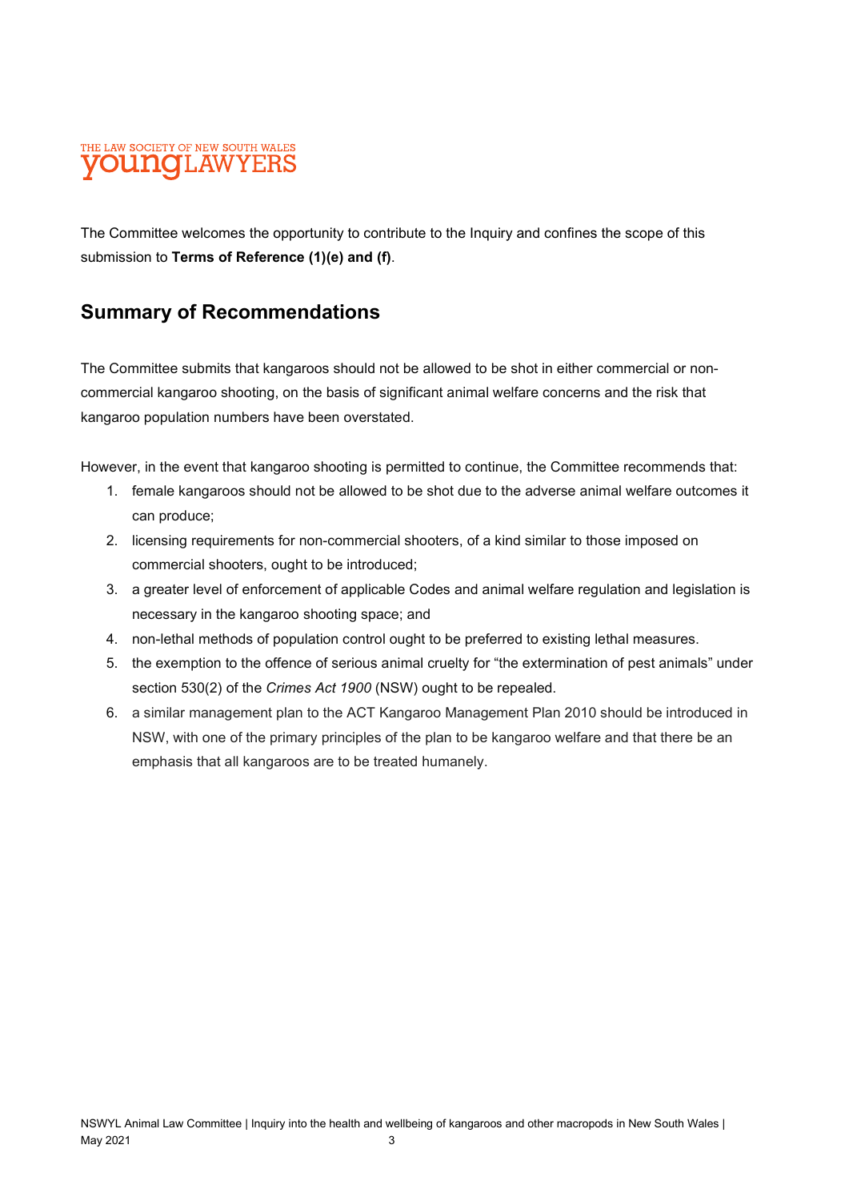The Committee welcomes the opportunity to contribute to the Inquiry and confines the scope of this submission to **Terms of Reference (1)(e) and (f)**.

## Summary of Recommendations

The Committee submits that kangaroos should not be allowed to be shot in either commercial or non-commercial kangaroo shooting, on the basis of significant animal welfare concerns and the risk that kangaroo population numbers have been overstated.

However, in the event that kangaroo shooting is permitted to continue, the Committee recommends that:

1. female kangaroos should not be allowed to be shot due to the adverse animal welfare outcomes it can produce;
2. licensing requirements for non-commercial shooters, of a kind similar to those imposed on commercial shooters, ought to be introduced;
3. a greater level of enforcement of applicable Codes and animal welfare regulation and legislation is necessary in the kangaroo shooting space; and
4. non-lethal methods of population control ought to be preferred to existing lethal measures.
5. the exemption to the offence of serious animal cruelty for "the extermination of pest animals" under section 530(2) of the *Crimes Act 1900* (NSW) ought to be repealed.
6. a similar management plan to the ACT Kangaroo Management Plan 2010 should be introduced in NSW, with one of the primary principles of the plan to be kangaroo welfare and that there be an emphasis that all kangaroos are to be treated humanely.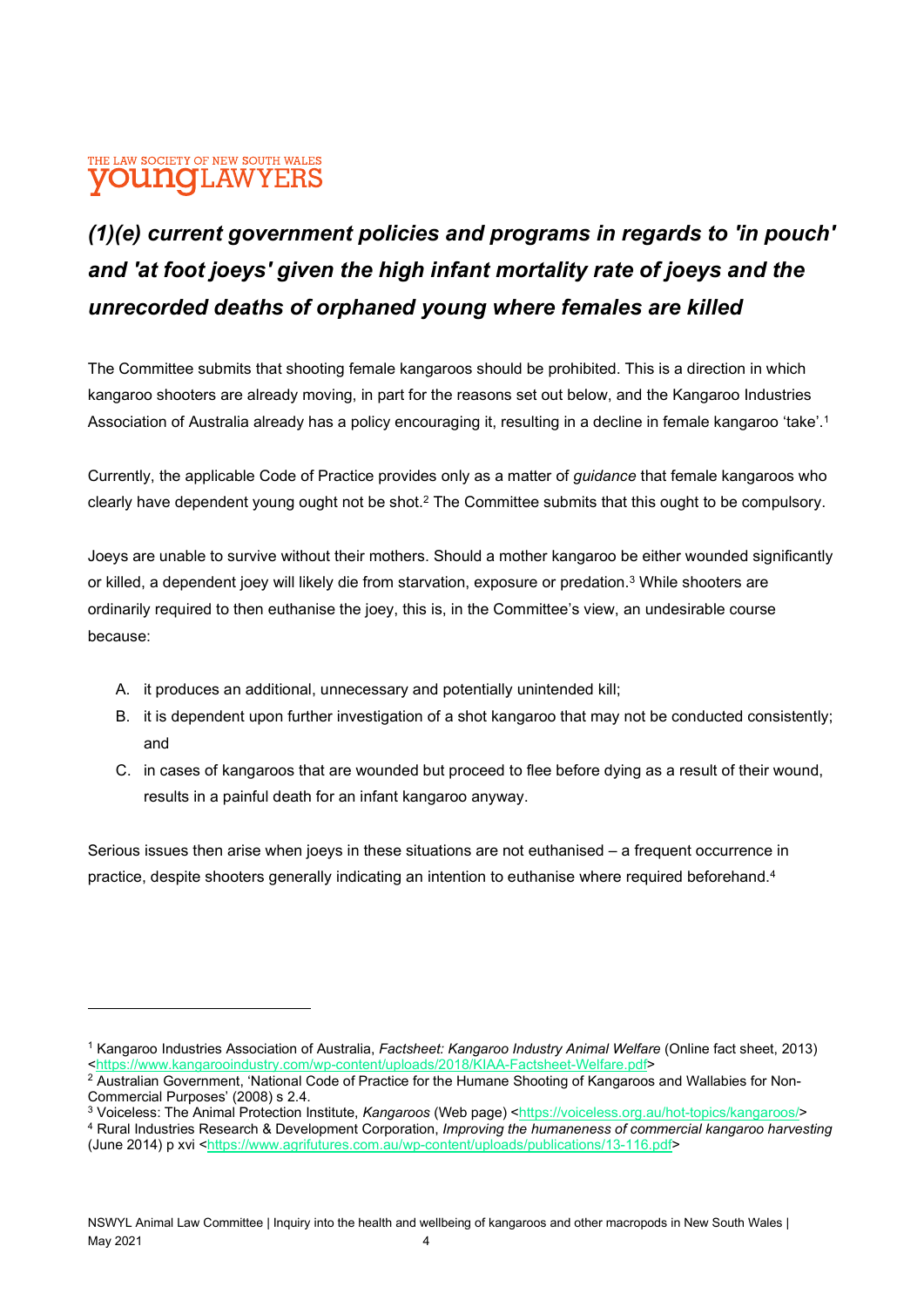### *(1)(e) current government policies and programs in regards to 'in pouch' and 'at foot joeys' given the high infant mortality rate of joeys and the unrecorded deaths of orphaned young where females are killed*

The Committee submits that shooting female kangaroos should be prohibited. This is a direction in which kangaroo shooters are already moving, in part for the reasons set out below, and the Kangaroo Industries Association of Australia already has a policy encouraging it, resulting in a decline in female kangaroo 'take'.[1]

Currently, the applicable Code of Practice provides only as a matter of *guidance* that female kangaroos who clearly have dependent young ought not be shot.[2] The Committee submits that this ought to be compulsory.

Joeys are unable to survive without their mothers. Should a mother kangaroo be either wounded significantly or killed, a dependent joey will likely die from starvation, exposure or predation.[3] While shooters are ordinarily required to then euthanise the joey, this is, in the Committee's view, an undesirable course because:

A. it produces an additional, unnecessary and potentially unintended kill;
B. it is dependent upon further investigation of a shot kangaroo that may not be conducted consistently; and
C. in cases of kangaroos that are wounded but proceed to flee before dying as a result of their wound, results in a painful death for an infant kangaroo anyway.

Serious issues then arise when joeys in these situations are not euthanised – a frequent occurrence in practice, despite shooters generally indicating an intention to euthanise where required beforehand.[4]

---

[1] Kangaroo Industries Association of Australia, *Factsheet: Kangaroo Industry Animal Welfare* (Online fact sheet, 2013) <https://www.kangarooindustry.com/wp-content/uploads/2018/KIAA-Factsheet-Welfare.pdf>

[2] Australian Government, 'National Code of Practice for the Humane Shooting of Kangaroos and Wallabies for Non-Commercial Purposes' (2008) s 2.4.

[3] Voiceless: The Animal Protection Institute, *Kangaroos* (Web page) <https://voiceless.org.au/hot-topics/kangaroos/>

[4] Rural Industries Research & Development Corporation, *Improving the humaneness of commercial kangaroo harvesting* (June 2014) p xvi <https://www.agrifutures.com.au/wp-content/uploads/publications/13-116.pdf>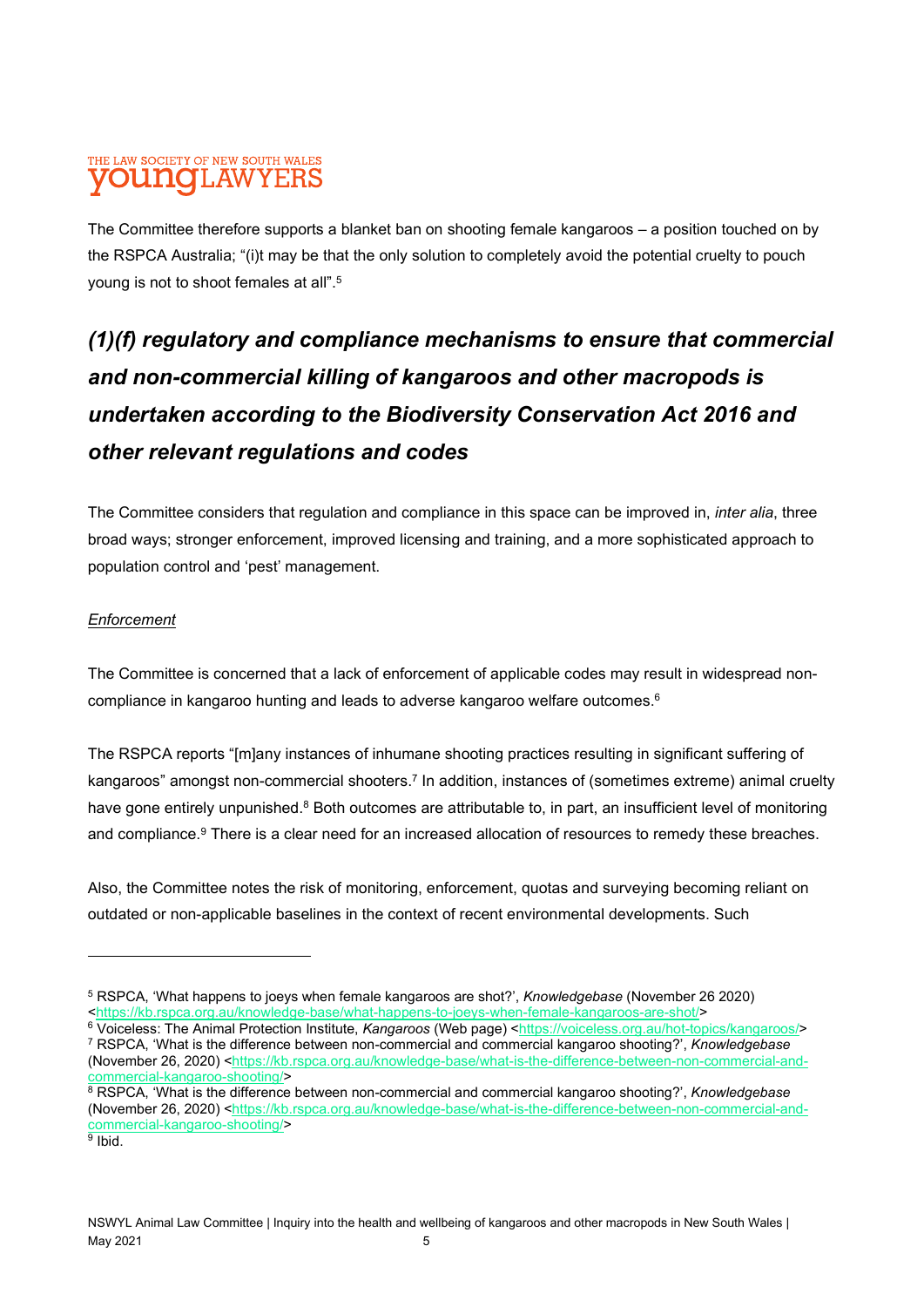The Committee therefore supports a blanket ban on shooting female kangaroos – a position touched on by the RSPCA Australia; "(i)t may be that the only solution to completely avoid the potential cruelty to pouch young is not to shoot females at all".[5]

## *(1)(f) regulatory and compliance mechanisms to ensure that commercial and non-commercial killing of kangaroos and other macropods is undertaken according to the Biodiversity Conservation Act 2016 and other relevant regulations and codes*

The Committee considers that regulation and compliance in this space can be improved in, *inter alia*, three broad ways; stronger enforcement, improved licensing and training, and a more sophisticated approach to population control and 'pest' management.

<u>*Enforcement*</u>

The Committee is concerned that a lack of enforcement of applicable codes may result in widespread non-compliance in kangaroo hunting and leads to adverse kangaroo welfare outcomes.[6]

The RSPCA reports "[m]any instances of inhumane shooting practices resulting in significant suffering of kangaroos" amongst non-commercial shooters.[7] In addition, instances of (sometimes extreme) animal cruelty have gone entirely unpunished.[8] Both outcomes are attributable to, in part, an insufficient level of monitoring and compliance.[9] There is a clear need for an increased allocation of resources to remedy these breaches.

Also, the Committee notes the risk of monitoring, enforcement, quotas and surveying becoming reliant on outdated or non-applicable baselines in the context of recent environmental developments. Such

---

[5] RSPCA, 'What happens to joeys when female kangaroos are shot?', *Knowledgebase* (November 26 2020) <https://kb.rspca.org.au/knowledge-base/what-happens-to-joeys-when-female-kangaroos-are-shot/>

[6] Voiceless: The Animal Protection Institute, *Kangaroos* (Web page) <https://voiceless.org.au/hot-topics/kangaroos/>

[7] RSPCA, 'What is the difference between non-commercial and commercial kangaroo shooting?', *Knowledgebase* (November 26, 2020) <https://kb.rspca.org.au/knowledge-base/what-is-the-difference-between-non-commercial-and-commercial-kangaroo-shooting/>

[8] RSPCA, 'What is the difference between non-commercial and commercial kangaroo shooting?', *Knowledgebase* (November 26, 2020) <https://kb.rspca.org.au/knowledge-base/what-is-the-difference-between-non-commercial-and-commercial-kangaroo-shooting/>

[9] Ibid.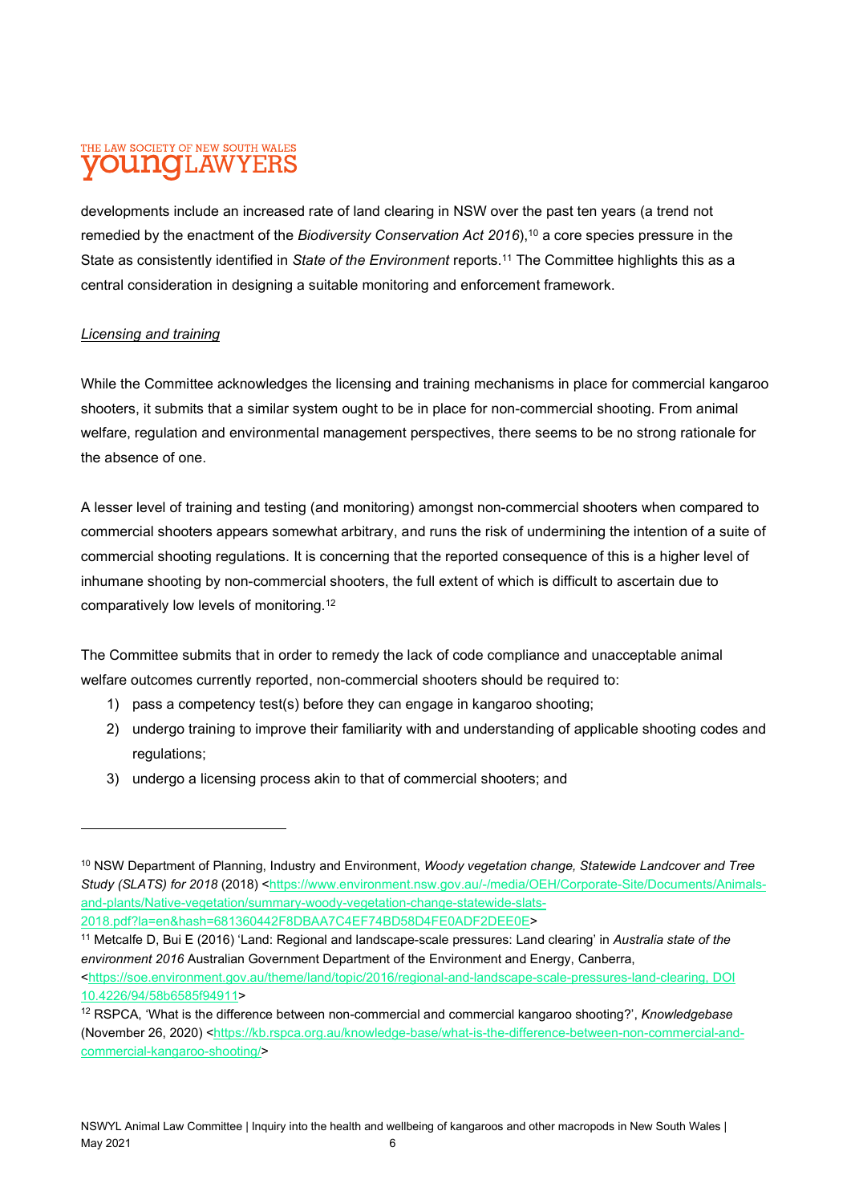developments include an increased rate of land clearing in NSW over the past ten years (a trend not remedied by the enactment of the *Biodiversity Conservation Act 2016*),[10] a core species pressure in the State as consistently identified in *State of the Environment* reports.[11] The Committee highlights this as a central consideration in designing a suitable monitoring and enforcement framework.

*Licensing and training*

While the Committee acknowledges the licensing and training mechanisms in place for commercial kangaroo shooters, it submits that a similar system ought to be in place for non-commercial shooting. From animal welfare, regulation and environmental management perspectives, there seems to be no strong rationale for the absence of one.

A lesser level of training and testing (and monitoring) amongst non-commercial shooters when compared to commercial shooters appears somewhat arbitrary, and runs the risk of undermining the intention of a suite of commercial shooting regulations. It is concerning that the reported consequence of this is a higher level of inhumane shooting by non-commercial shooters, the full extent of which is difficult to ascertain due to comparatively low levels of monitoring.[12]

The Committee submits that in order to remedy the lack of code compliance and unacceptable animal welfare outcomes currently reported, non-commercial shooters should be required to:

1) pass a competency test(s) before they can engage in kangaroo shooting;
2) undergo training to improve their familiarity with and understanding of applicable shooting codes and regulations;
3) undergo a licensing process akin to that of commercial shooters; and

---

[10] NSW Department of Planning, Industry and Environment, *Woody vegetation change, Statewide Landcover and Tree Study (SLATS) for 2018* (2018) <https://www.environment.nsw.gov.au/-/media/OEH/Corporate-Site/Documents/Animals-and-plants/Native-vegetation/summary-woody-vegetation-change-statewide-slats-2018.pdf?la=en&hash=681360442F8DBAA7C4EF74BD58D4FE0ADF2DEE0E>

[11] Metcalfe D, Bui E (2016) 'Land: Regional and landscape-scale pressures: Land clearing' in *Australia state of the environment 2016* Australian Government Department of the Environment and Energy, Canberra, <https://soe.environment.gov.au/theme/land/topic/2016/regional-and-landscape-scale-pressures-land-clearing, DOI 10.4226/94/58b6585f94911>

[12] RSPCA, 'What is the difference between non-commercial and commercial kangaroo shooting?', *Knowledgebase* (November 26, 2020) <https://kb.rspca.org.au/knowledge-base/what-is-the-difference-between-non-commercial-and-commercial-kangaroo-shooting/>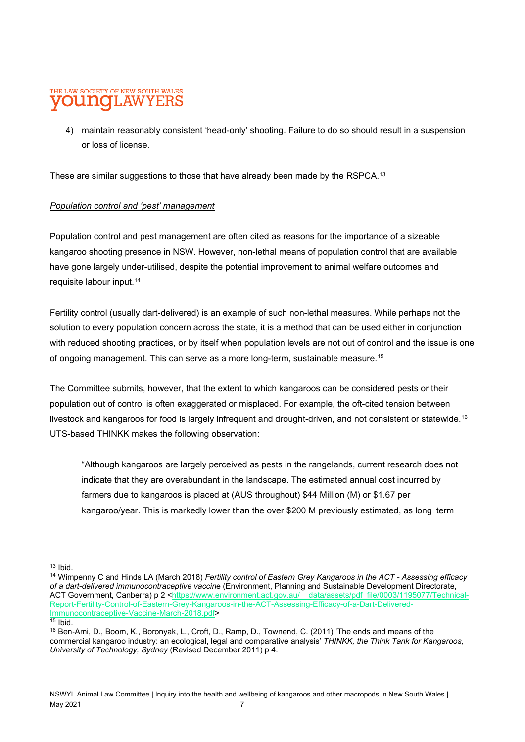4) maintain reasonably consistent 'head-only' shooting. Failure to do so should result in a suspension or loss of license.

These are similar suggestions to those that have already been made by the RSPCA.[13]

*Population control and 'pest' management*

Population control and pest management are often cited as reasons for the importance of a sizeable kangaroo shooting presence in NSW. However, non-lethal means of population control that are available have gone largely under-utilised, despite the potential improvement to animal welfare outcomes and requisite labour input.[14]

Fertility control (usually dart-delivered) is an example of such non-lethal measures. While perhaps not the solution to every population concern across the state, it is a method that can be used either in conjunction with reduced shooting practices, or by itself when population levels are not out of control and the issue is one of ongoing management. This can serve as a more long-term, sustainable measure.[15]

The Committee submits, however, that the extent to which kangaroos can be considered pests or their population out of control is often exaggerated or misplaced. For example, the oft-cited tension between livestock and kangaroos for food is largely infrequent and drought-driven, and not consistent or statewide.[16] UTS-based THINKK makes the following observation:

> "Although kangaroos are largely perceived as pests in the rangelands, current research does not indicate that they are overabundant in the landscape. The estimated annual cost incurred by farmers due to kangaroos is placed at (AUS throughout) $44 Million (M) or $1.67 per kangaroo/year. This is markedly lower than the over $200 M previously estimated, as long-term

---

[13] Ibid.

[14] Wimpenny C and Hinds LA (March 2018) *Fertility control of Eastern Grey Kangaroos in the ACT - Assessing efficacy of a dart-delivered immunocontraceptive vaccine* (Environment, Planning and Sustainable Development Directorate, ACT Government, Canberra) p 2 <https://www.environment.act.gov.au/__data/assets/pdf_file/0003/1195077/Technical-Report-Fertility-Control-of-Eastern-Grey-Kangaroos-in-the-ACT-Assessing-Efficacy-of-a-Dart-Delivered-Immunocontraceptive-Vaccine-March-2018.pdf>

[15] Ibid.

[16] Ben-Ami, D., Boom, K., Boronyak, L., Croft, D., Ramp, D., Townend, C. (2011) 'The ends and means of the commercial kangaroo industry: an ecological, legal and comparative analysis' *THINKK, the Think Tank for Kangaroos, University of Technology, Sydney* (Revised December 2011) p 4.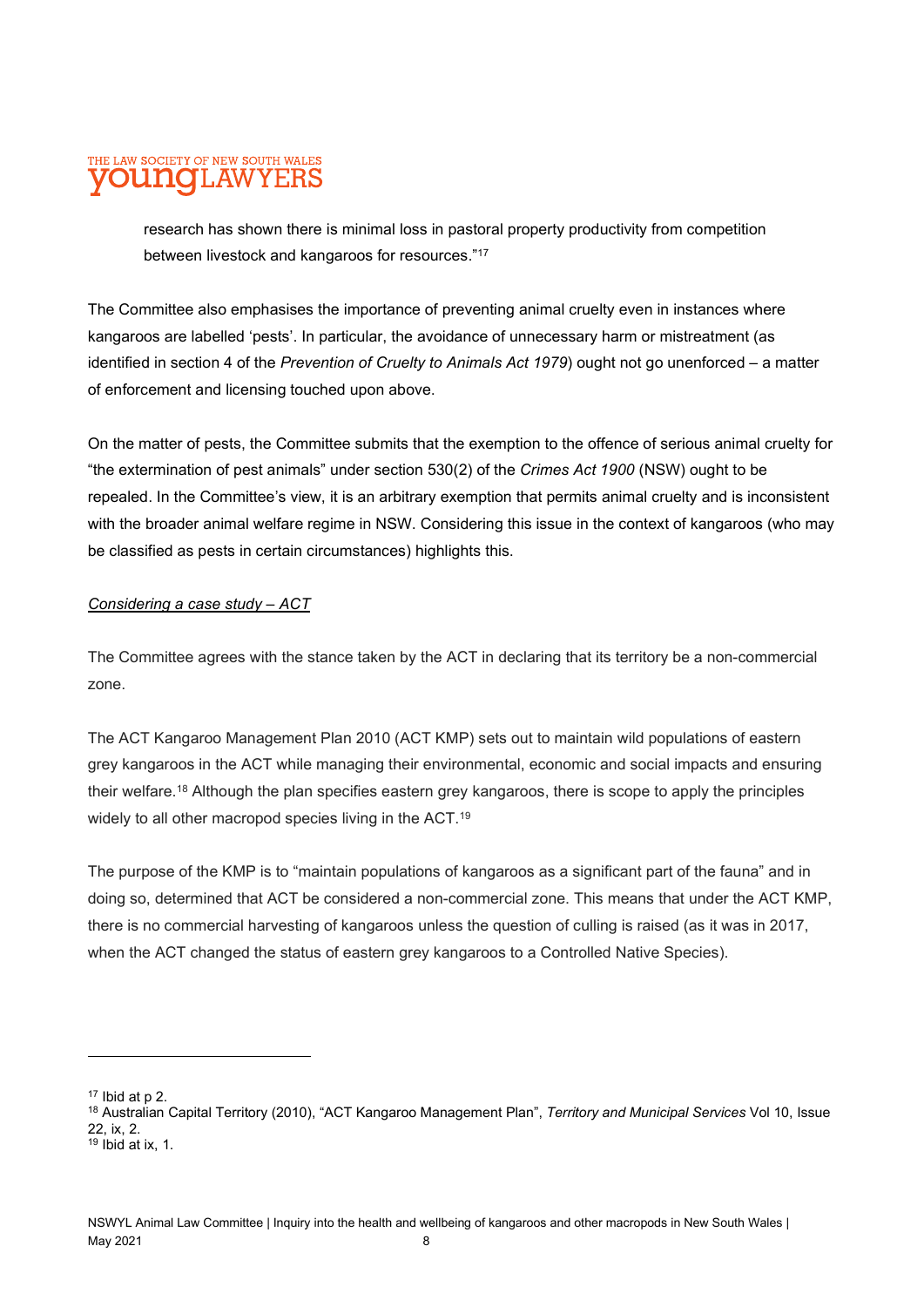research has shown there is minimal loss in pastoral property productivity from competition between livestock and kangaroos for resources."[17]

The Committee also emphasises the importance of preventing animal cruelty even in instances where kangaroos are labelled 'pests'. In particular, the avoidance of unnecessary harm or mistreatment (as identified in section 4 of the *Prevention of Cruelty to Animals Act 1979*) ought not go unenforced – a matter of enforcement and licensing touched upon above.

On the matter of pests, the Committee submits that the exemption to the offence of serious animal cruelty for "the extermination of pest animals" under section 530(2) of the *Crimes Act 1900* (NSW) ought to be repealed. In the Committee's view, it is an arbitrary exemption that permits animal cruelty and is inconsistent with the broader animal welfare regime in NSW. Considering this issue in the context of kangaroos (who may be classified as pests in certain circumstances) highlights this.

*Considering a case study – ACT*

The Committee agrees with the stance taken by the ACT in declaring that its territory be a non-commercial zone.

The ACT Kangaroo Management Plan 2010 (ACT KMP) sets out to maintain wild populations of eastern grey kangaroos in the ACT while managing their environmental, economic and social impacts and ensuring their welfare.[18] Although the plan specifies eastern grey kangaroos, there is scope to apply the principles widely to all other macropod species living in the ACT.[19]

The purpose of the KMP is to "maintain populations of kangaroos as a significant part of the fauna" and in doing so, determined that ACT be considered a non-commercial zone. This means that under the ACT KMP, there is no commercial harvesting of kangaroos unless the question of culling is raised (as it was in 2017, when the ACT changed the status of eastern grey kangaroos to a Controlled Native Species).

---

[17] Ibid at p 2.

[18] Australian Capital Territory (2010), "ACT Kangaroo Management Plan", *Territory and Municipal Services* Vol 10, Issue 22, ix, 2.

[19] Ibid at ix, 1.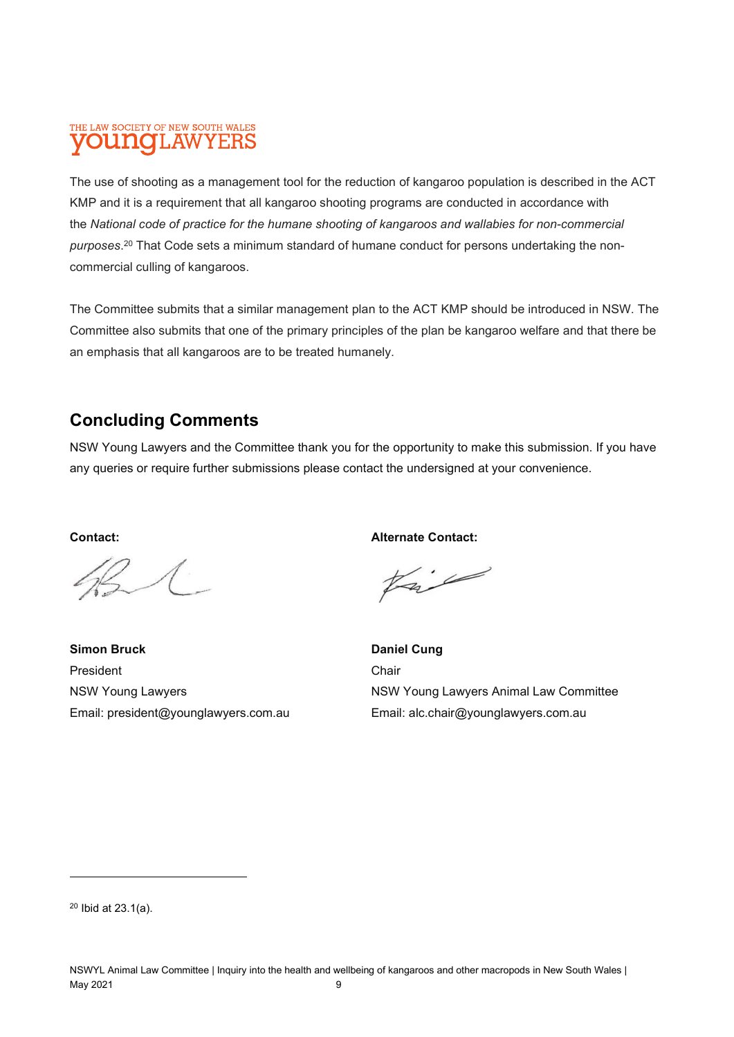The use of shooting as a management tool for the reduction of kangaroo population is described in the ACT KMP and it is a requirement that all kangaroo shooting programs are conducted in accordance with the *National code of practice for the humane shooting of kangaroos and wallabies for non-commercial purposes*.[20] That Code sets a minimum standard of humane conduct for persons undertaking the non-commercial culling of kangaroos.

The Committee submits that a similar management plan to the ACT KMP should be introduced in NSW. The Committee also submits that one of the primary principles of the plan be kangaroo welfare and that there be an emphasis that all kangaroos are to be treated humanely.

## Concluding Comments

NSW Young Lawyers and the Committee thank you for the opportunity to make this submission. If you have any queries or require further submissions please contact the undersigned at your convenience.

**Contact:**

**Simon Bruck**
President
NSW Young Lawyers
Email: president@younglawyers.com.au

**Alternate Contact:**

**Daniel Cung**
Chair
NSW Young Lawyers Animal Law Committee
Email: alc.chair@younglawyers.com.au

[20] Ibid at 23.1(a).